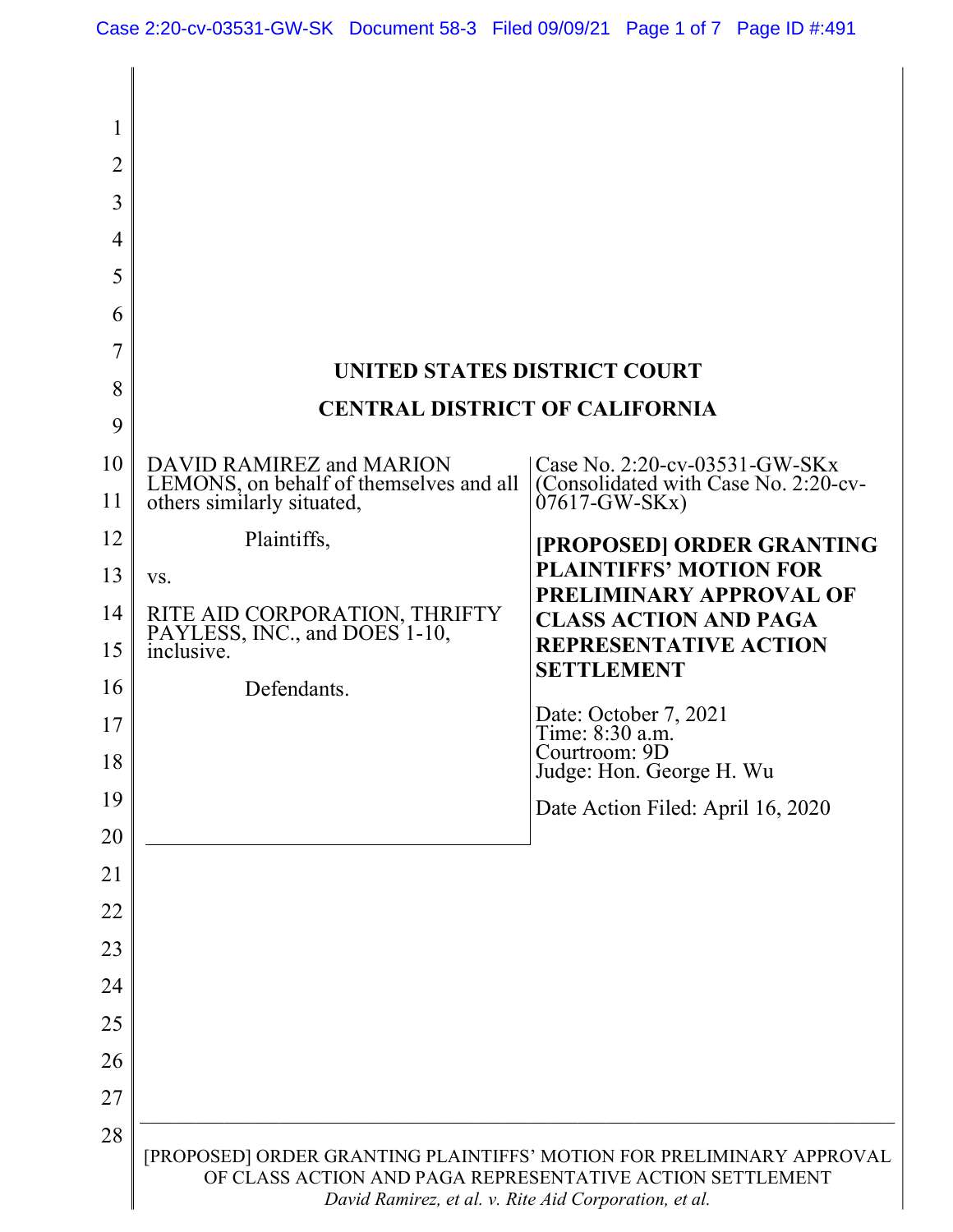# UNITED STATES DISTRICT COURT

# CENTRAL DISTRICT OF CALIFORNIA

| | |
|---|---|
| DAVID RAMIREZ and MARION LEMONS, on behalf of themselves and all others similarly situated,<br><br>Plaintiffs,<br><br>vs.<br><br>RITE AID CORPORATION, THRIFTY PAYLESS, INC., and DOES 1-10, inclusive.<br><br>Defendants. | Case No. 2:20-cv-03531-GW-SKx (Consolidated with Case No. 2:20-cv-07617-GW-SKx)<br><br>**[PROPOSED] ORDER GRANTING PLAINTIFFS' MOTION FOR PRELIMINARY APPROVAL OF CLASS ACTION AND PAGA REPRESENTATIVE ACTION SETTLEMENT**<br><br>Date: October 7, 2021<br>Time: 8:30 a.m.<br>Courtroom: 9D<br>Judge: Hon. George H. Wu<br><br>Date Action Filed: April 16, 2020 |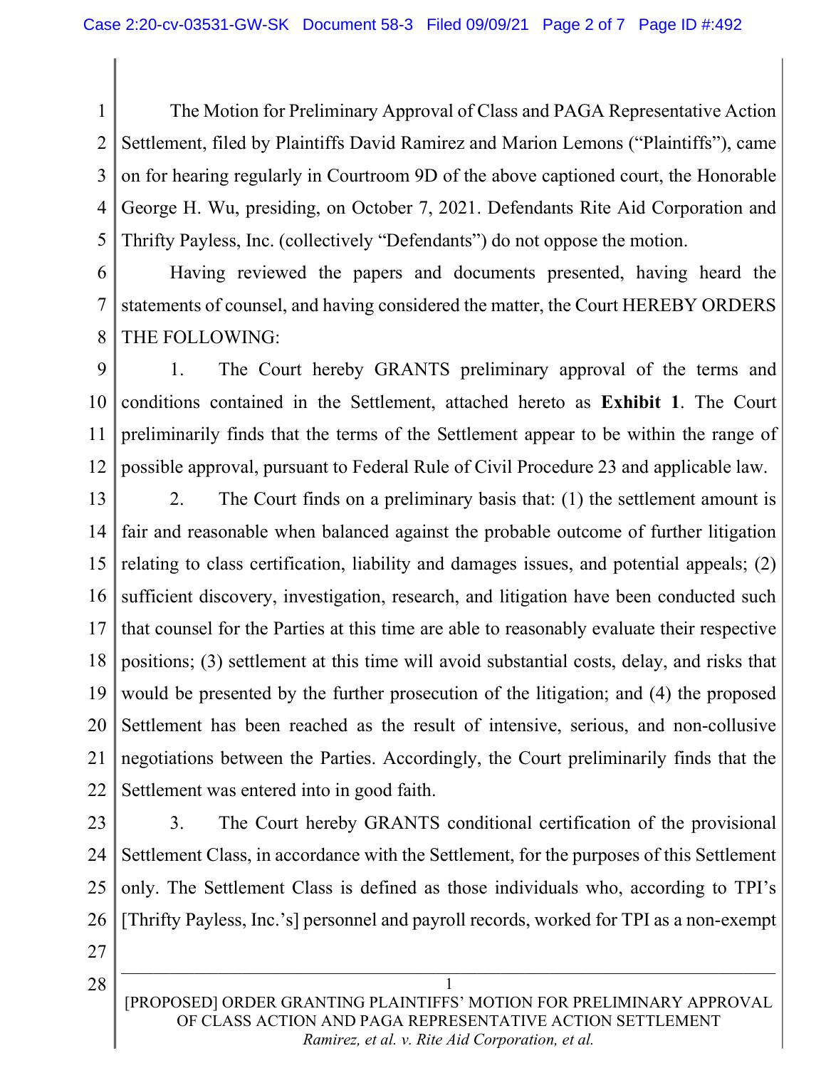The Motion for Preliminary Approval of Class and PAGA Representative Action Settlement, filed by Plaintiffs David Ramirez and Marion Lemons ("Plaintiffs"), came on for hearing regularly in Courtroom 9D of the above captioned court, the Honorable George H. Wu, presiding, on October 7, 2021. Defendants Rite Aid Corporation and Thrifty Payless, Inc. (collectively "Defendants") do not oppose the motion.

Having reviewed the papers and documents presented, having heard the statements of counsel, and having considered the matter, the Court HEREBY ORDERS THE FOLLOWING:

1. The Court hereby GRANTS preliminary approval of the terms and conditions contained in the Settlement, attached hereto as **Exhibit 1**. The Court preliminarily finds that the terms of the Settlement appear to be within the range of possible approval, pursuant to Federal Rule of Civil Procedure 23 and applicable law.

2. The Court finds on a preliminary basis that: (1) the settlement amount is fair and reasonable when balanced against the probable outcome of further litigation relating to class certification, liability and damages issues, and potential appeals; (2) sufficient discovery, investigation, research, and litigation have been conducted such that counsel for the Parties at this time are able to reasonably evaluate their respective positions; (3) settlement at this time will avoid substantial costs, delay, and risks that would be presented by the further prosecution of the litigation; and (4) the proposed Settlement has been reached as the result of intensive, serious, and non-collusive negotiations between the Parties. Accordingly, the Court preliminarily finds that the Settlement was entered into in good faith.

3. The Court hereby GRANTS conditional certification of the provisional Settlement Class, in accordance with the Settlement, for the purposes of this Settlement only. The Settlement Class is defined as those individuals who, according to TPI's [Thrifty Payless, Inc.'s] personnel and payroll records, worked for TPI as a non-exempt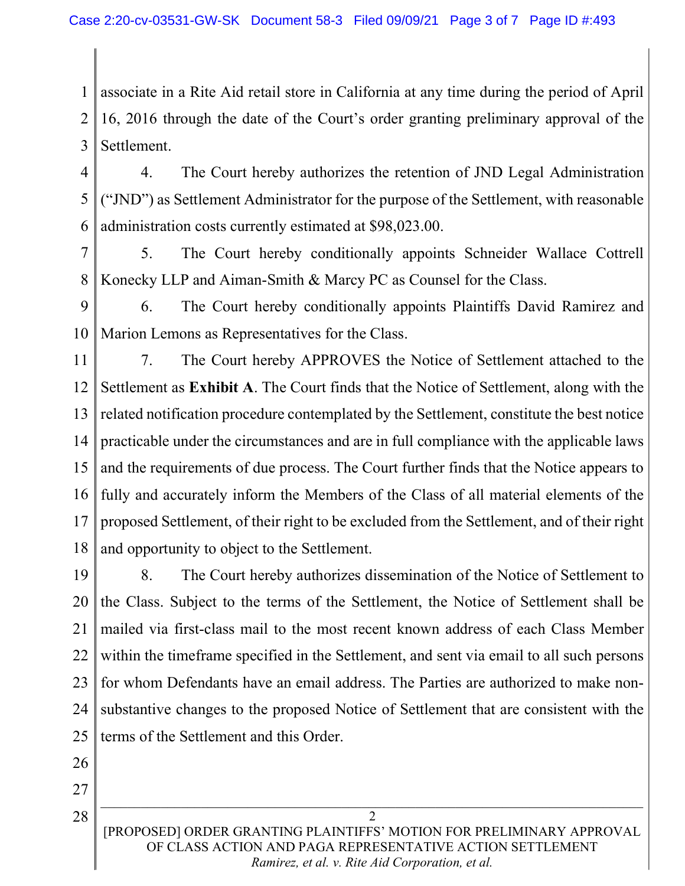associate in a Rite Aid retail store in California at any time during the period of April 16, 2016 through the date of the Court's order granting preliminary approval of the Settlement.

4. The Court hereby authorizes the retention of JND Legal Administration ("JND") as Settlement Administrator for the purpose of the Settlement, with reasonable administration costs currently estimated at $98,023.00.

5. The Court hereby conditionally appoints Schneider Wallace Cottrell Konecky LLP and Aiman-Smith & Marcy PC as Counsel for the Class.

6. The Court hereby conditionally appoints Plaintiffs David Ramirez and Marion Lemons as Representatives for the Class.

7. The Court hereby APPROVES the Notice of Settlement attached to the Settlement as **Exhibit A**. The Court finds that the Notice of Settlement, along with the related notification procedure contemplated by the Settlement, constitute the best notice practicable under the circumstances and are in full compliance with the applicable laws and the requirements of due process. The Court further finds that the Notice appears to fully and accurately inform the Members of the Class of all material elements of the proposed Settlement, of their right to be excluded from the Settlement, and of their right and opportunity to object to the Settlement.

8. The Court hereby authorizes dissemination of the Notice of Settlement to the Class. Subject to the terms of the Settlement, the Notice of Settlement shall be mailed via first-class mail to the most recent known address of each Class Member within the timeframe specified in the Settlement, and sent via email to all such persons for whom Defendants have an email address. The Parties are authorized to make non-substantive changes to the proposed Notice of Settlement that are consistent with the terms of the Settlement and this Order.

[PROPOSED] ORDER GRANTING PLAINTIFFS' MOTION FOR PRELIMINARY APPROVAL OF CLASS ACTION AND PAGA REPRESENTATIVE ACTION SETTLEMENT
*Ramirez, et al. v. Rite Aid Corporation, et al.*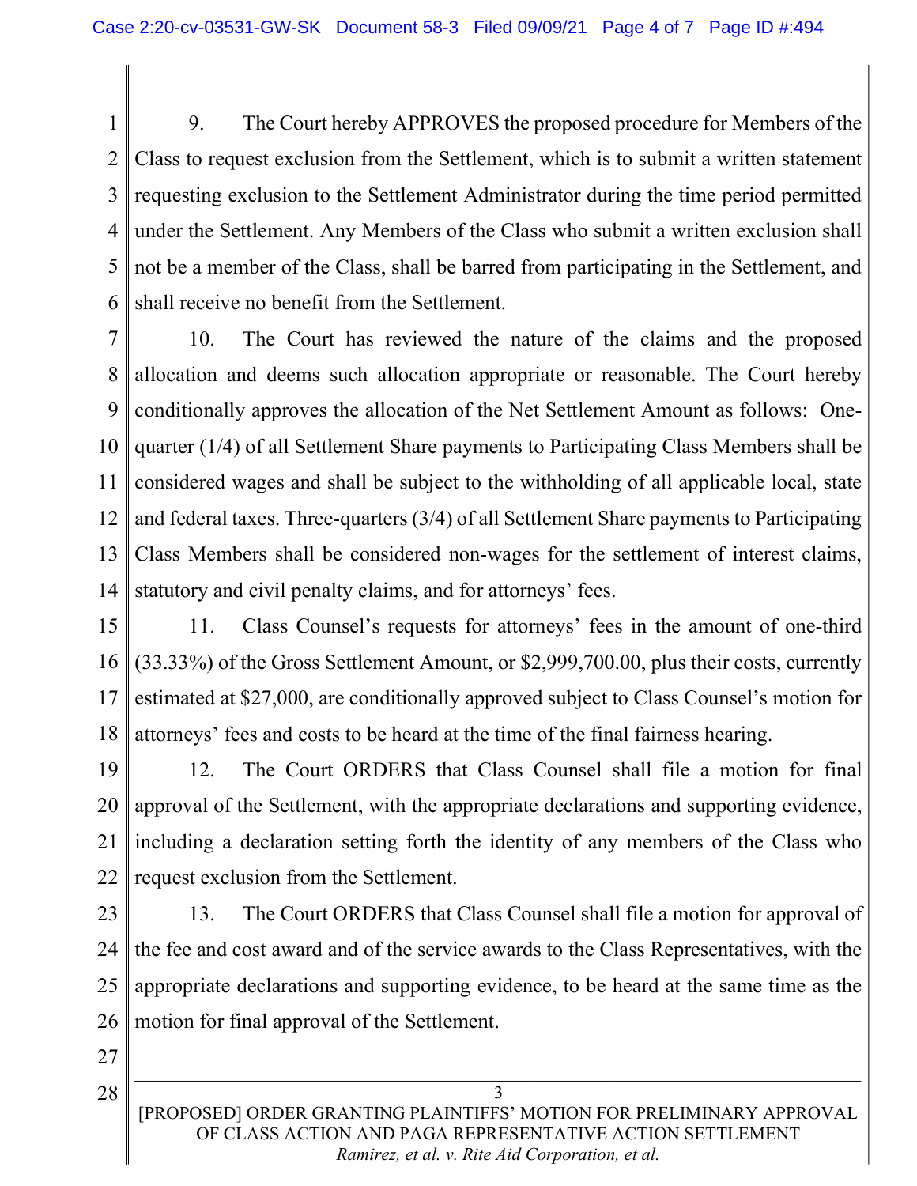9. The Court hereby APPROVES the proposed procedure for Members of the Class to request exclusion from the Settlement, which is to submit a written statement requesting exclusion to the Settlement Administrator during the time period permitted under the Settlement. Any Members of the Class who submit a written exclusion shall not be a member of the Class, shall be barred from participating in the Settlement, and shall receive no benefit from the Settlement.

10. The Court has reviewed the nature of the claims and the proposed allocation and deems such allocation appropriate or reasonable. The Court hereby conditionally approves the allocation of the Net Settlement Amount as follows: One-quarter (1/4) of all Settlement Share payments to Participating Class Members shall be considered wages and shall be subject to the withholding of all applicable local, state and federal taxes. Three-quarters (3/4) of all Settlement Share payments to Participating Class Members shall be considered non-wages for the settlement of interest claims, statutory and civil penalty claims, and for attorneys' fees.

11. Class Counsel's requests for attorneys' fees in the amount of one-third (33.33%) of the Gross Settlement Amount, or $2,999,700.00, plus their costs, currently estimated at $27,000, are conditionally approved subject to Class Counsel's motion for attorneys' fees and costs to be heard at the time of the final fairness hearing.

12. The Court ORDERS that Class Counsel shall file a motion for final approval of the Settlement, with the appropriate declarations and supporting evidence, including a declaration setting forth the identity of any members of the Class who request exclusion from the Settlement.

13. The Court ORDERS that Class Counsel shall file a motion for approval of the fee and cost award and of the service awards to the Class Representatives, with the appropriate declarations and supporting evidence, to be heard at the same time as the motion for final approval of the Settlement.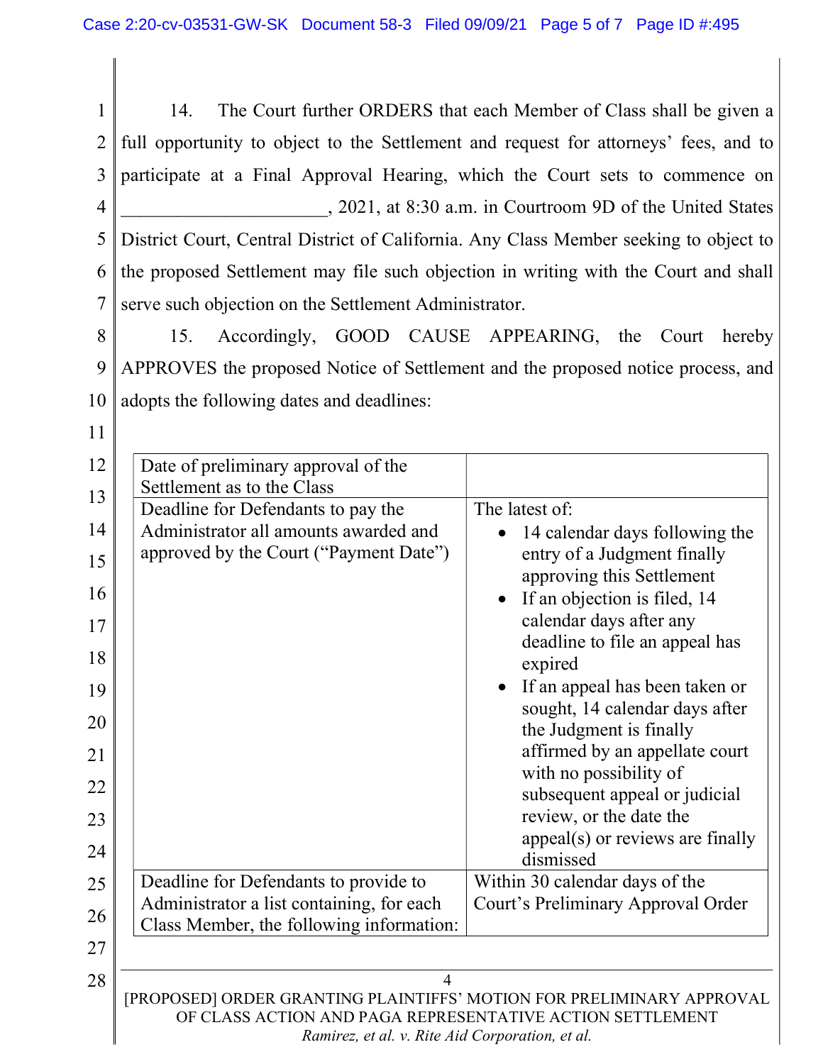14. The Court further ORDERS that each Member of Class shall be given a full opportunity to object to the Settlement and request for attorneys' fees, and to participate at a Final Approval Hearing, which the Court sets to commence on ______________________, 2021, at 8:30 a.m. in Courtroom 9D of the United States District Court, Central District of California. Any Class Member seeking to object to the proposed Settlement may file such objection in writing with the Court and shall serve such objection on the Settlement Administrator.

15. Accordingly, GOOD CAUSE APPEARING, the Court hereby APPROVES the proposed Notice of Settlement and the proposed notice process, and adopts the following dates and deadlines:

| Date of preliminary approval of the Settlement as to the Class | |
|---|---|
| Deadline for Defendants to pay the Administrator all amounts awarded and approved by the Court ("Payment Date") | The latest of:<br>• 14 calendar days following the entry of a Judgment finally approving this Settlement<br>• If an objection is filed, 14 calendar days after any deadline to file an appeal has expired<br>• If an appeal has been taken or sought, 14 calendar days after the Judgment is finally affirmed by an appellate court with no possibility of subsequent appeal or judicial review, or the date the appeal(s) or reviews are finally dismissed |
| Deadline for Defendants to provide to Administrator a list containing, for each Class Member, the following information: | Within 30 calendar days of the Court's Preliminary Approval Order |

[PROPOSED] ORDER GRANTING PLAINTIFFS' MOTION FOR PRELIMINARY APPROVAL OF CLASS ACTION AND PAGA REPRESENTATIVE ACTION SETTLEMENT
*Ramirez, et al. v. Rite Aid Corporation, et al.*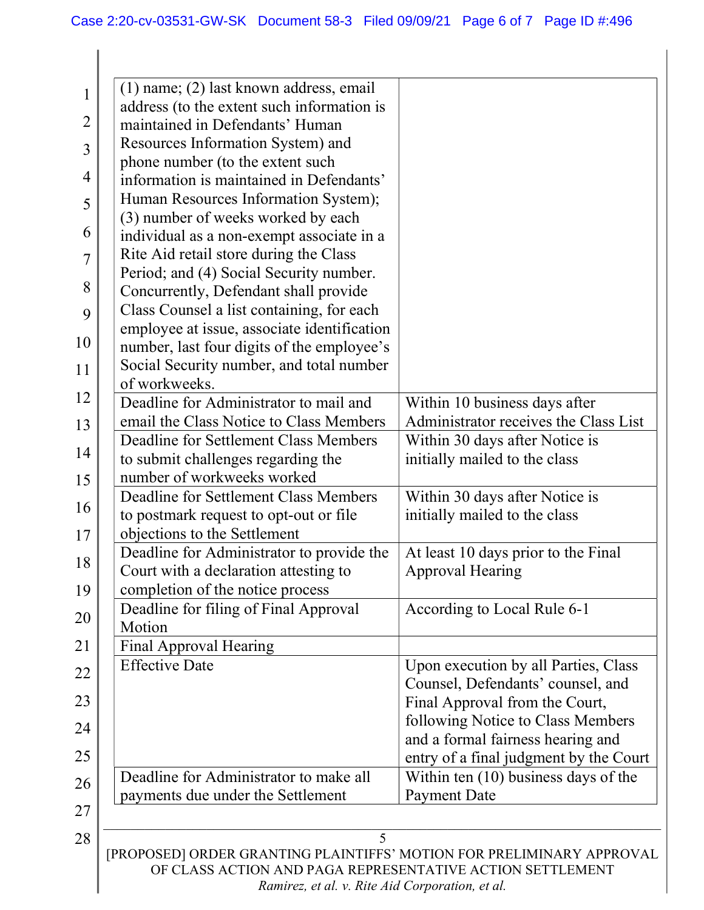| | |
|---|---|
| (1) name; (2) last known address, email address (to the extent such information is maintained in Defendants' Human Resources Information System) and phone number (to the extent such information is maintained in Defendants' Human Resources Information System); (3) number of weeks worked by each individual as a non-exempt associate in a Rite Aid retail store during the Class Period; and (4) Social Security number. Concurrently, Defendant shall provide Class Counsel a list containing, for each employee at issue, associate identification number, last four digits of the employee's Social Security number, and total number of workweeks. | |
| Deadline for Administrator to mail and email the Class Notice to Class Members | Within 10 business days after Administrator receives the Class List |
| Deadline for Settlement Class Members to submit challenges regarding the number of workweeks worked | Within 30 days after Notice is initially mailed to the class |
| Deadline for Settlement Class Members to postmark request to opt-out or file objections to the Settlement | Within 30 days after Notice is initially mailed to the class |
| Deadline for Administrator to provide the Court with a declaration attesting to completion of the notice process | At least 10 days prior to the Final Approval Hearing |
| Deadline for filing of Final Approval Motion | According to Local Rule 6-1 |
| Final Approval Hearing | |
| Effective Date | Upon execution by all Parties, Class Counsel, Defendants' counsel, and Final Approval from the Court, following Notice to Class Members and a formal fairness hearing and entry of a final judgment by the Court |
| Deadline for Administrator to make all payments due under the Settlement | Within ten (10) business days of the Payment Date |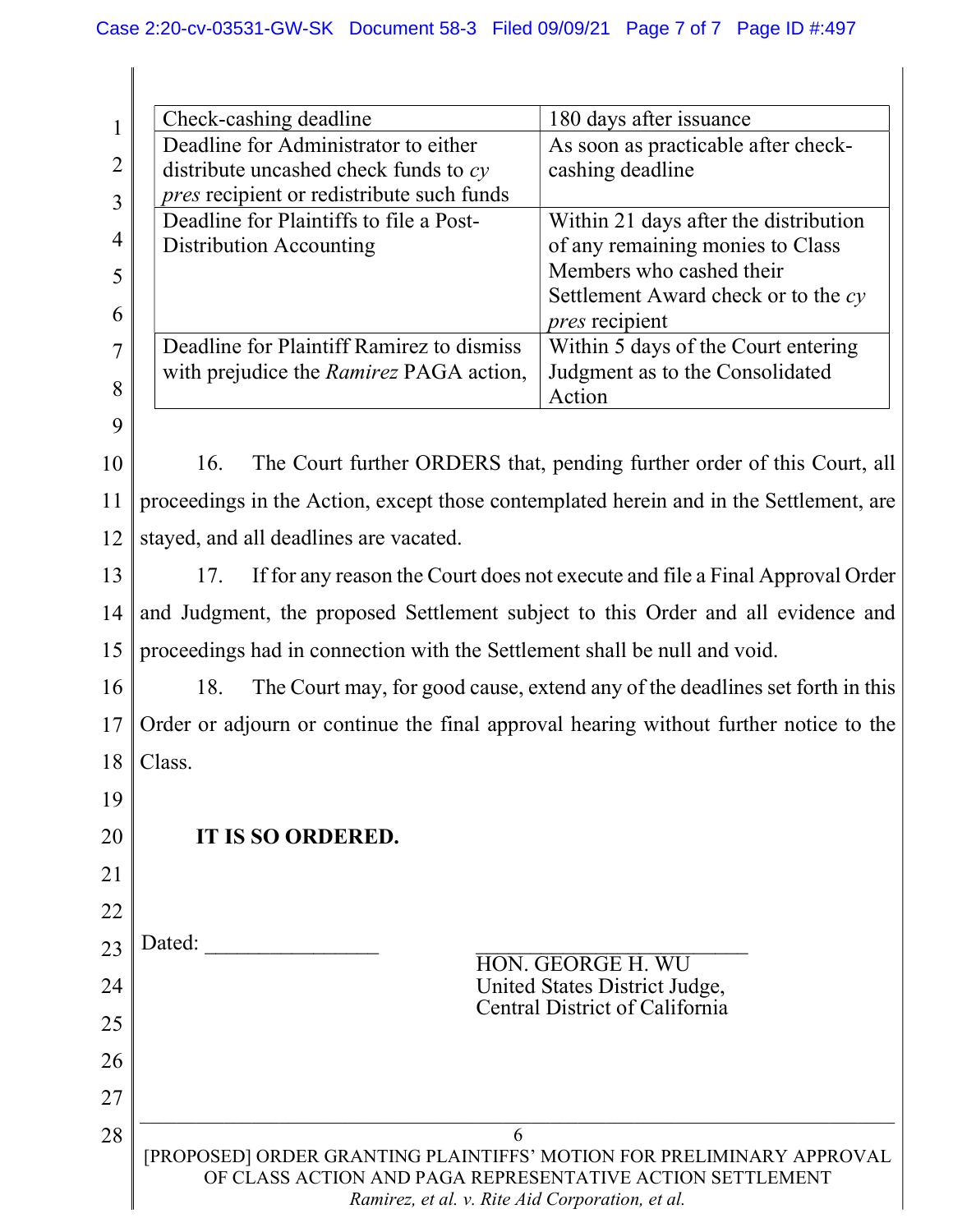| | |
|---|---|
| Check-cashing deadline | 180 days after issuance |
| Deadline for Administrator to either distribute uncashed check funds to *cy pres* recipient or redistribute such funds | As soon as practicable after check-cashing deadline |
| Deadline for Plaintiffs to file a Post-Distribution Accounting | Within 21 days after the distribution of any remaining monies to Class Members who cashed their Settlement Award check or to the *cy pres* recipient |
| Deadline for Plaintiff Ramirez to dismiss with prejudice the *Ramirez* PAGA action, | Within 5 days of the Court entering Judgment as to the Consolidated Action |

16. The Court further ORDERS that, pending further order of this Court, all proceedings in the Action, except those contemplated herein and in the Settlement, are stayed, and all deadlines are vacated.

17. If for any reason the Court does not execute and file a Final Approval Order and Judgment, the proposed Settlement subject to this Order and all evidence and proceedings had in connection with the Settlement shall be null and void.

18. The Court may, for good cause, extend any of the deadlines set forth in this Order or adjourn or continue the final approval hearing without further notice to the Class.

**IT IS SO ORDERED.**

Dated: ________________

___________________________
HON. GEORGE H. WU
United States District Judge,
Central District of California

[PROPOSED] ORDER GRANTING PLAINTIFFS' MOTION FOR PRELIMINARY APPROVAL OF CLASS ACTION AND PAGA REPRESENTATIVE ACTION SETTLEMENT
*Ramirez, et al. v. Rite Aid Corporation, et al.*